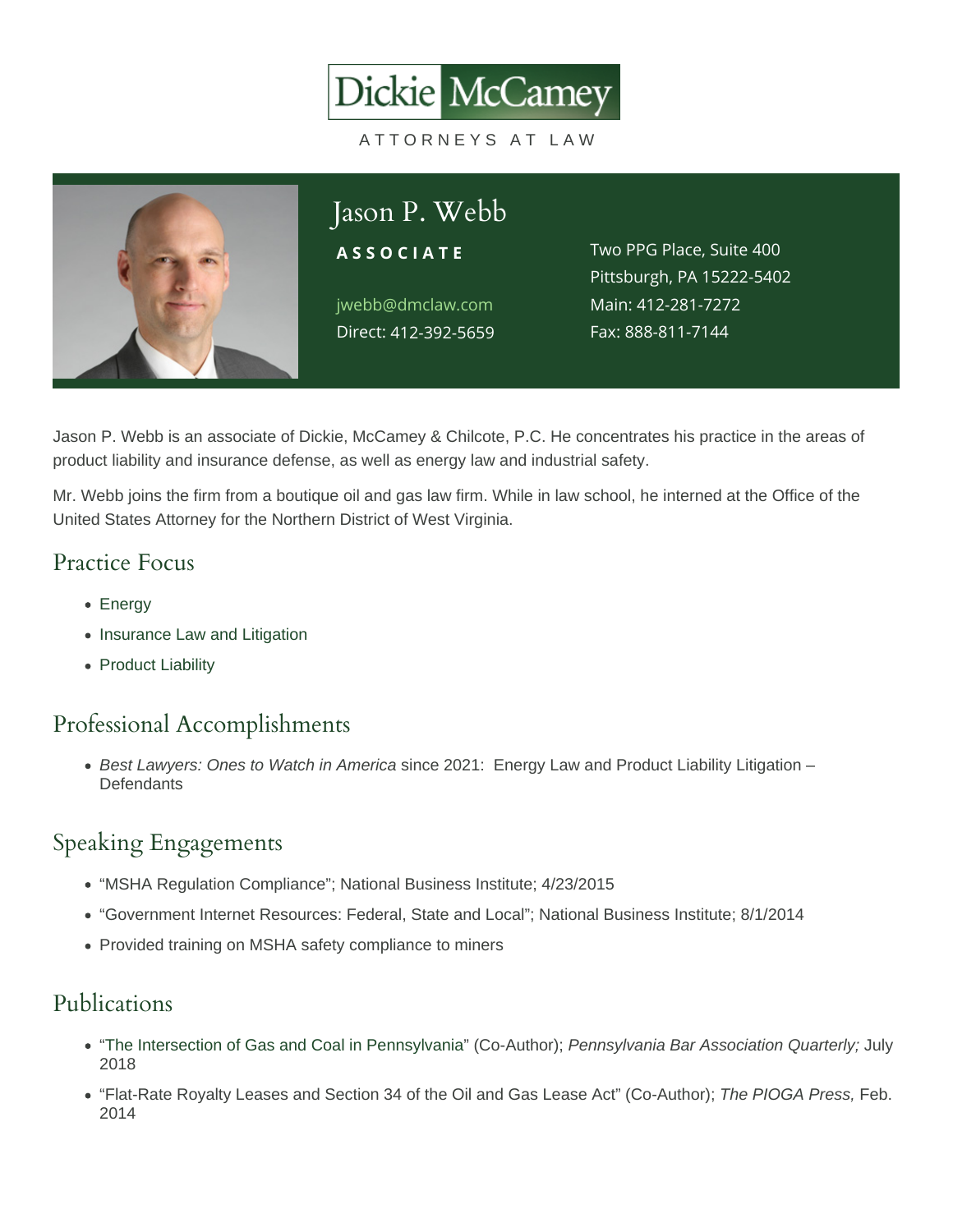Dickie McCamey

ATTORNEYS AT LAW

# Jason P. Webb

**ASSOCIATE**

jwebb@dmclaw.com
Direct: 412-392-5659

Two PPG Place, Suite 400
Pittsburgh, PA 15222-5402
Main: 412-281-7272
Fax: 888-811-7144

Jason P. Webb is an associate of Dickie, McCamey & Chilcote, P.C. He concentrates his practice in the areas of product liability and insurance defense, as well as energy law and industrial safety.

Mr. Webb joins the firm from a boutique oil and gas law firm. While in law school, he interned at the Office of the United States Attorney for the Northern District of West Virginia.

## Practice Focus

- Energy
- Insurance Law and Litigation
- Product Liability

## Professional Accomplishments

- *Best Lawyers: Ones to Watch in America* since 2021: Energy Law and Product Liability Litigation – Defendants

## Speaking Engagements

- "MSHA Regulation Compliance"; National Business Institute; 4/23/2015
- "Government Internet Resources: Federal, State and Local"; National Business Institute; 8/1/2014
- Provided training on MSHA safety compliance to miners

## Publications

- "The Intersection of Gas and Coal in Pennsylvania" (Co-Author); *Pennsylvania Bar Association Quarterly;* July 2018
- "Flat-Rate Royalty Leases and Section 34 of the Oil and Gas Lease Act" (Co-Author); *The PIOGA Press,* Feb. 2014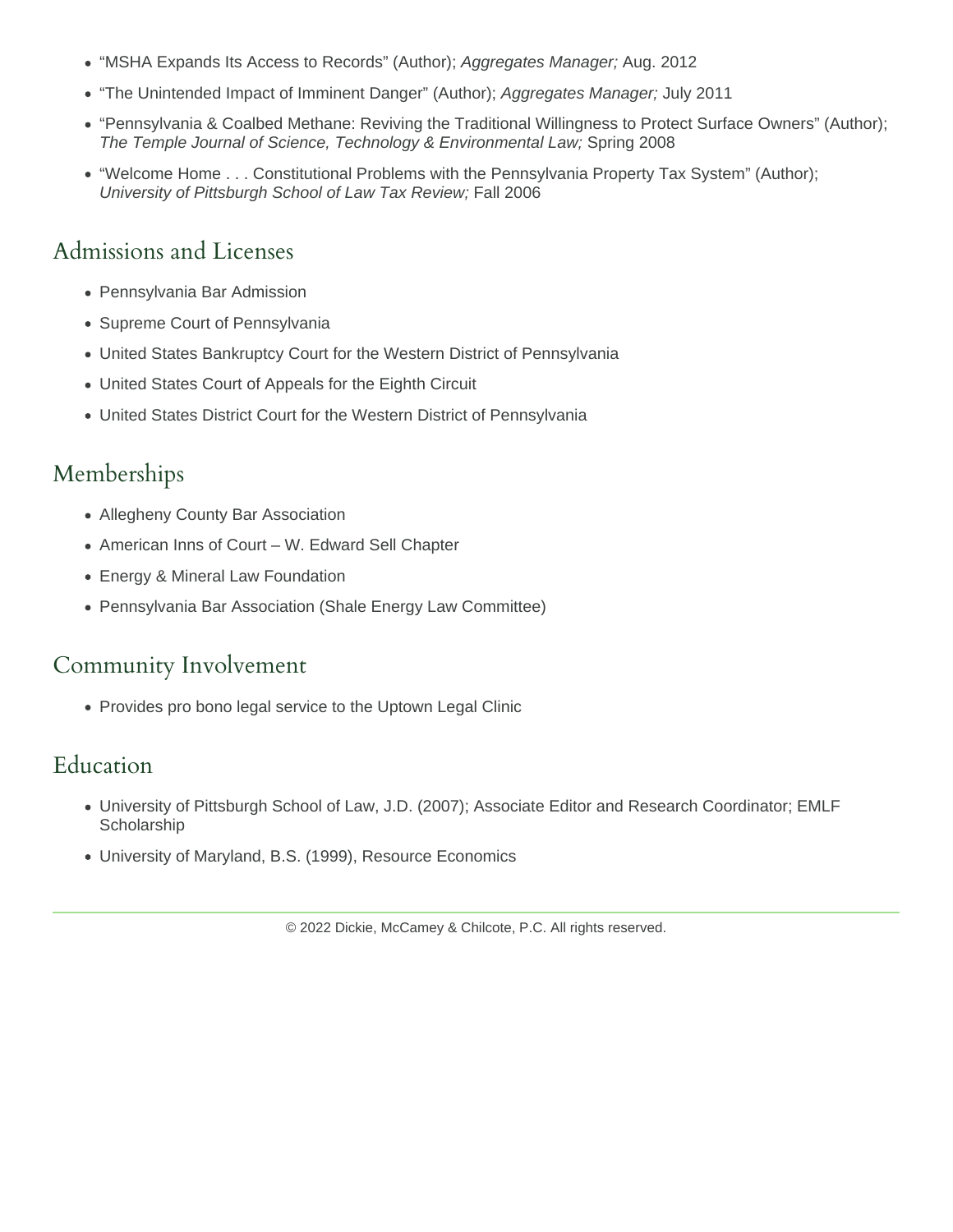- “MSHA Expands Its Access to Records” (Author); *Aggregates Manager;* Aug. 2012
- “The Unintended Impact of Imminent Danger” (Author); *Aggregates Manager;* July 2011
- “Pennsylvania & Coalbed Methane: Reviving the Traditional Willingness to Protect Surface Owners” (Author); *The Temple Journal of Science, Technology & Environmental Law;* Spring 2008
- “Welcome Home . . . Constitutional Problems with the Pennsylvania Property Tax System” (Author); *University of Pittsburgh School of Law Tax Review;* Fall 2006

## Admissions and Licenses

- Pennsylvania Bar Admission
- Supreme Court of Pennsylvania
- United States Bankruptcy Court for the Western District of Pennsylvania
- United States Court of Appeals for the Eighth Circuit
- United States District Court for the Western District of Pennsylvania

## Memberships

- Allegheny County Bar Association
- American Inns of Court – W. Edward Sell Chapter
- Energy & Mineral Law Foundation
- Pennsylvania Bar Association (Shale Energy Law Committee)

## Community Involvement

- Provides pro bono legal service to the Uptown Legal Clinic

## Education

- University of Pittsburgh School of Law, J.D. (2007); Associate Editor and Research Coordinator; EMLF Scholarship
- University of Maryland, B.S. (1999), Resource Economics

© 2022 Dickie, McCamey & Chilcote, P.C. All rights reserved.